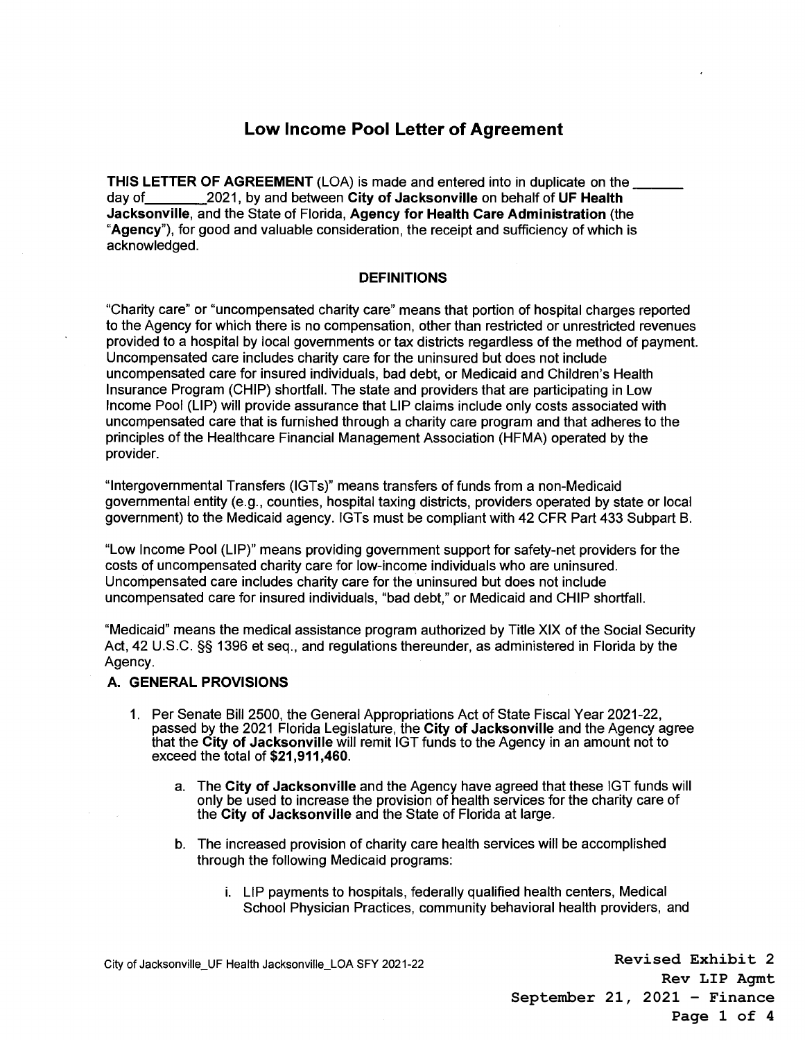# Low Income Pool Letter of Agreement

**THIS LETTER OF AGREEMENT** (LOA) is made and entered into in duplicate on the _______ day of_________2021, by and between **City of Jacksonville** on behalf of **UF Health Jacksonville**, and the State of Florida, **Agency for Health Care Administration** (the "**Agency**"), for good and valuable consideration, the receipt and sufficiency of which is acknowledged.

## DEFINITIONS

"Charity care" or "uncompensated charity care" means that portion of hospital charges reported to the Agency for which there is no compensation, other than restricted or unrestricted revenues provided to a hospital by local governments or tax districts regardless of the method of payment. Uncompensated care includes charity care for the uninsured but does not include uncompensated care for insured individuals, bad debt, or Medicaid and Children's Health Insurance Program (CHIP) shortfall. The state and providers that are participating in Low Income Pool (LIP) will provide assurance that LIP claims include only costs associated with uncompensated care that is furnished through a charity care program and that adheres to the principles of the Healthcare Financial Management Association (HFMA) operated by the provider.

"Intergovernmental Transfers (IGTs)" means transfers of funds from a non-Medicaid governmental entity (e.g., counties, hospital taxing districts, providers operated by state or local government) to the Medicaid agency. IGTs must be compliant with 42 CFR Part 433 Subpart B.

"Low Income Pool (LIP)" means providing government support for safety-net providers for the costs of uncompensated charity care for low-income individuals who are uninsured. Uncompensated care includes charity care for the uninsured but does not include uncompensated care for insured individuals, "bad debt," or Medicaid and CHIP shortfall.

"Medicaid" means the medical assistance program authorized by Title XIX of the Social Security Act, 42 U.S.C. §§ 1396 et seq., and regulations thereunder, as administered in Florida by the Agency.

## A. GENERAL PROVISIONS

1. Per Senate Bill 2500, the General Appropriations Act of State Fiscal Year 2021-22, passed by the 2021 Florida Legislature, the **City of Jacksonville** and the Agency agree that the **City of Jacksonville** will remit IGT funds to the Agency in an amount not to exceed the total of **$21,911,460**.

    a. The **City of Jacksonville** and the Agency have agreed that these IGT funds will only be used to increase the provision of health services for the charity care of the **City of Jacksonville** and the State of Florida at large.

    b. The increased provision of charity care health services will be accomplished through the following Medicaid programs:

        i. LIP payments to hospitals, federally qualified health centers, Medical School Physician Practices, community behavioral health providers, and

City of Jacksonville_UF Health Jacksonville_LOA SFY 2021-22

**Revised Exhibit 2**
**Rev LIP Agmt**
**September 21, 2021 - Finance**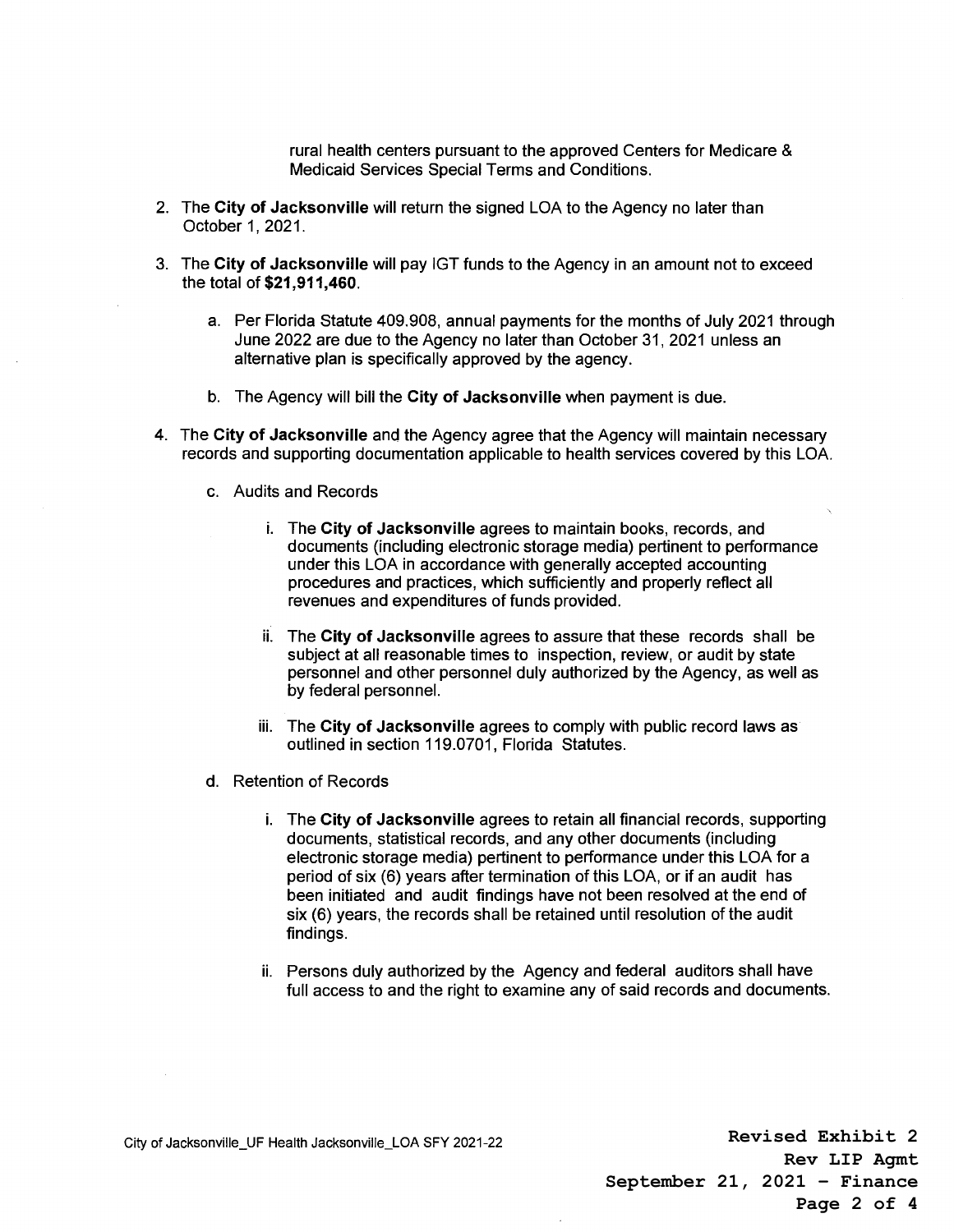rural health centers pursuant to the approved Centers for Medicare & Medicaid Services Special Terms and Conditions.

2. The **City of Jacksonville** will return the signed LOA to the Agency no later than October 1, 2021.

3. The **City of Jacksonville** will pay IGT funds to the Agency in an amount not to exceed the total of **$21,911,460**.

   a. Per Florida Statute 409.908, annual payments for the months of July 2021 through June 2022 are due to the Agency no later than October 31, 2021 unless an alternative plan is specifically approved by the agency.

   b. The Agency will bill the **City of Jacksonville** when payment is due.

4. The **City of Jacksonville** and the Agency agree that the Agency will maintain necessary records and supporting documentation applicable to health services covered by this LOA.

   c. Audits and Records

      i. The **City of Jacksonville** agrees to maintain books, records, and documents (including electronic storage media) pertinent to performance under this LOA in accordance with generally accepted accounting procedures and practices, which sufficiently and properly reflect all revenues and expenditures of funds provided.

      ii. The **City of Jacksonville** agrees to assure that these records shall be subject at all reasonable times to inspection, review, or audit by state personnel and other personnel duly authorized by the Agency, as well as by federal personnel.

      iii. The **City of Jacksonville** agrees to comply with public record laws as outlined in section 119.0701, Florida Statutes.

   d. Retention of Records

      i. The **City of Jacksonville** agrees to retain all financial records, supporting documents, statistical records, and any other documents (including electronic storage media) pertinent to performance under this LOA for a period of six (6) years after termination of this LOA, or if an audit has been initiated and audit findings have not been resolved at the end of six (6) years, the records shall be retained until resolution of the audit findings.

      ii. Persons duly authorized by the Agency and federal auditors shall have full access to and the right to examine any of said records and documents.

City of Jacksonville_UF Health Jacksonville_LOA SFY 2021-22

**Revised Exhibit 2**
**Rev LIP Agmt**
**September 21, 2021 - Finance**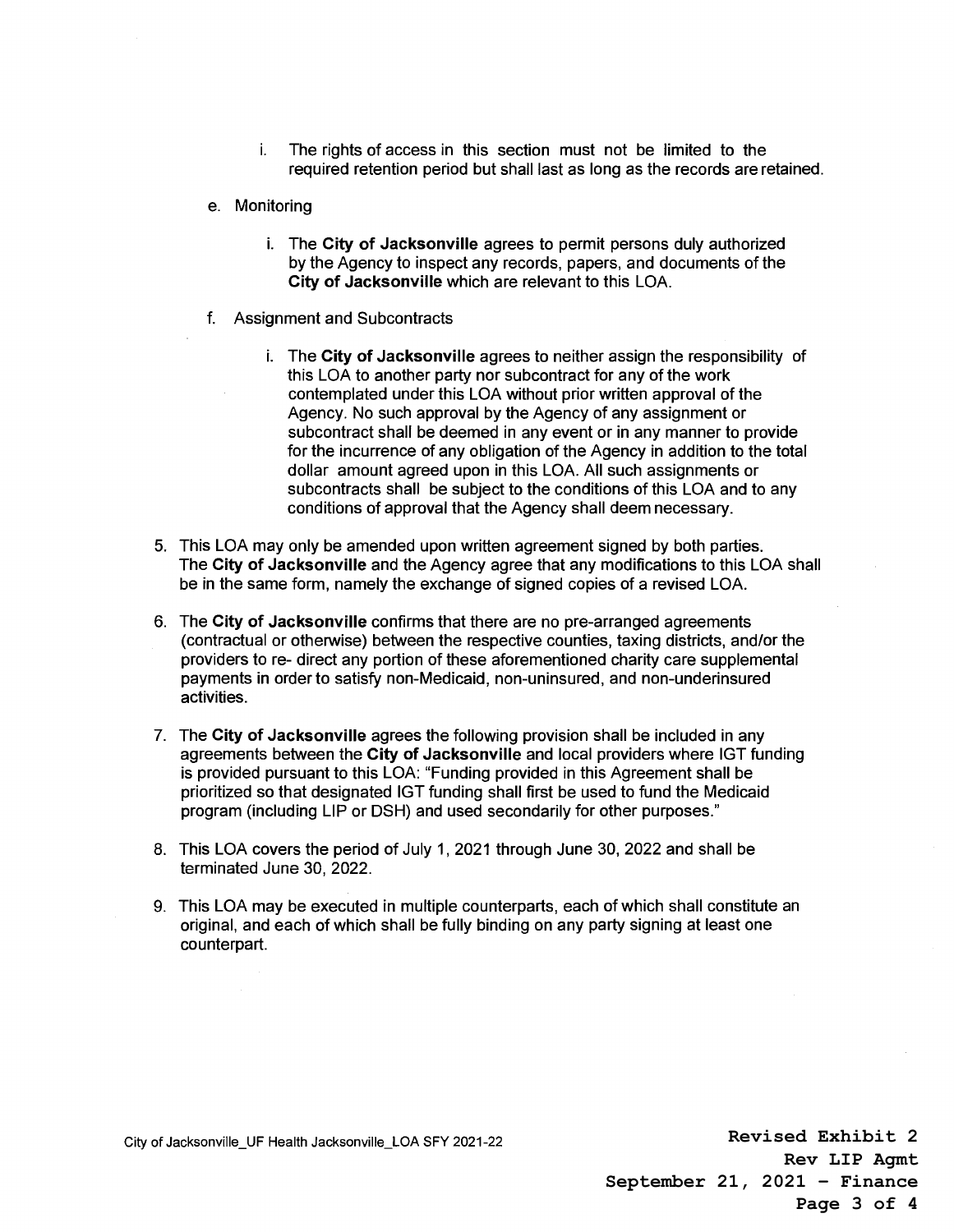i. The rights of access in this section must not be limited to the required retention period but shall last as long as the records are retained.

e. Monitoring

   i. The **City of Jacksonville** agrees to permit persons duly authorized by the Agency to inspect any records, papers, and documents of the **City of Jacksonville** which are relevant to this LOA.

f. Assignment and Subcontracts

   i. The **City of Jacksonville** agrees to neither assign the responsibility of this LOA to another party nor subcontract for any of the work contemplated under this LOA without prior written approval of the Agency. No such approval by the Agency of any assignment or subcontract shall be deemed in any event or in any manner to provide for the incurrence of any obligation of the Agency in addition to the total dollar amount agreed upon in this LOA. All such assignments or subcontracts shall be subject to the conditions of this LOA and to any conditions of approval that the Agency shall deem necessary.

5. This LOA may only be amended upon written agreement signed by both parties. The **City of Jacksonville** and the Agency agree that any modifications to this LOA shall be in the same form, namely the exchange of signed copies of a revised LOA.

6. The **City of Jacksonville** confirms that there are no pre-arranged agreements (contractual or otherwise) between the respective counties, taxing districts, and/or the providers to re- direct any portion of these aforementioned charity care supplemental payments in order to satisfy non-Medicaid, non-uninsured, and non-underinsured activities.

7. The **City of Jacksonville** agrees the following provision shall be included in any agreements between the **City of Jacksonville** and local providers where IGT funding is provided pursuant to this LOA: "Funding provided in this Agreement shall be prioritized so that designated IGT funding shall first be used to fund the Medicaid program (including LIP or DSH) and used secondarily for other purposes."

8. This LOA covers the period of July 1, 2021 through June 30, 2022 and shall be terminated June 30, 2022.

9. This LOA may be executed in multiple counterparts, each of which shall constitute an original, and each of which shall be fully binding on any party signing at least one counterpart.

City of Jacksonville_UF Health Jacksonville_LOA SFY 2021-22

**Revised Exhibit 2**
**Rev LIP Agmt**
**September 21, 2021 - Finance**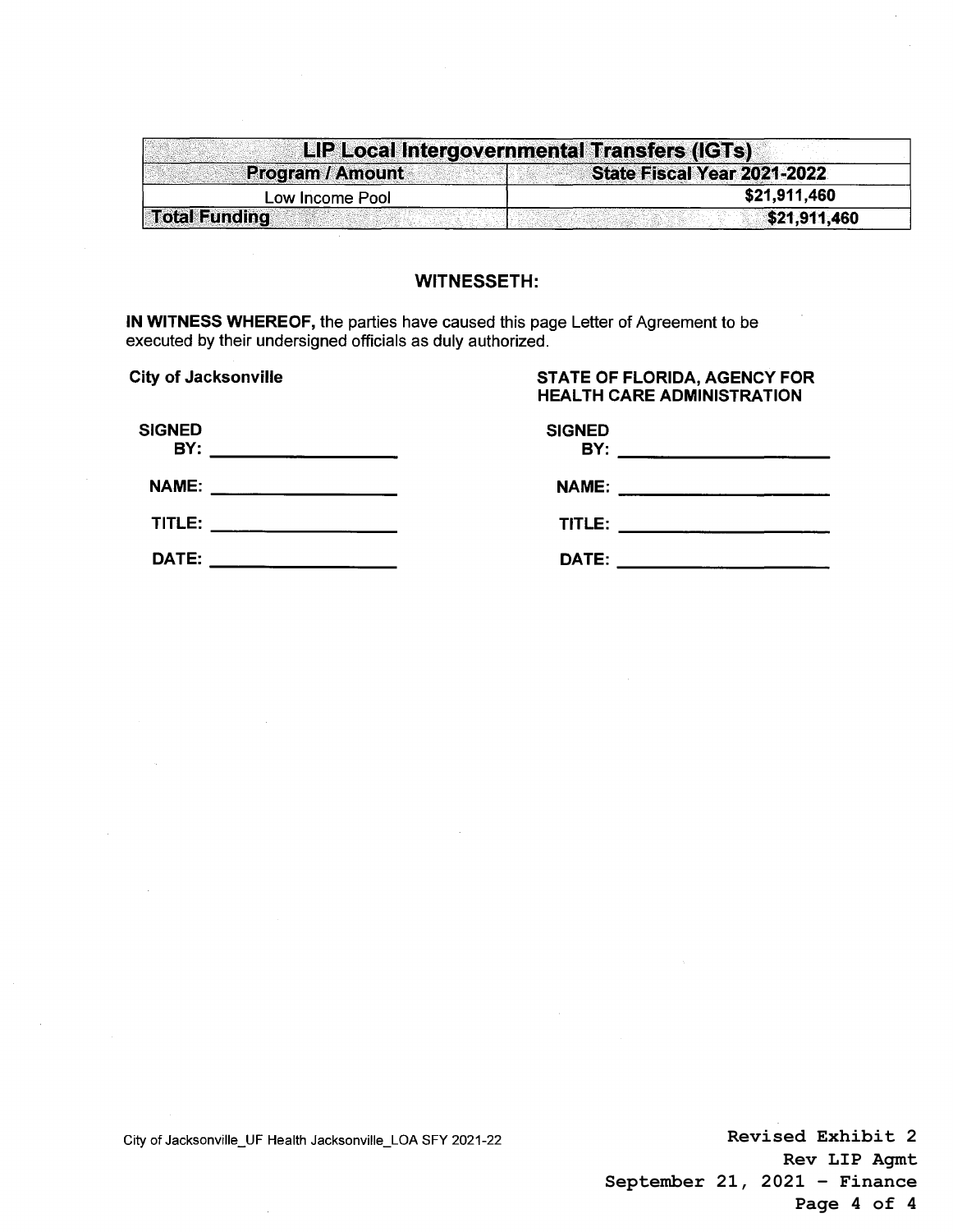| LIP Local Intergovernmental Transfers (IGTs) | |
| --- | --- |
| **Program / Amount** | **State Fiscal Year 2021-2022** |
| Low Income Pool | **$21,911,460** |
| **Total Funding** | **$21,911,460** |

## WITNESSETH:

**IN WITNESS WHEREOF,** the parties have caused this page Letter of Agreement to be executed by their undersigned officials as duly authorized.

**City of Jacksonville**

**SIGNED BY:** ____________________

**NAME:** ____________________

**TITLE:** ____________________

**DATE:** ____________________

**STATE OF FLORIDA, AGENCY FOR HEALTH CARE ADMINISTRATION**

**SIGNED BY:** ____________________

**NAME:** ____________________

**TITLE:** ____________________

**DATE:** ____________________

City of Jacksonville_UF Health Jacksonville_LOA SFY 2021-22

**Revised Exhibit 2**
**Rev LIP Agmt**
**September 21, 2021 - Finance**